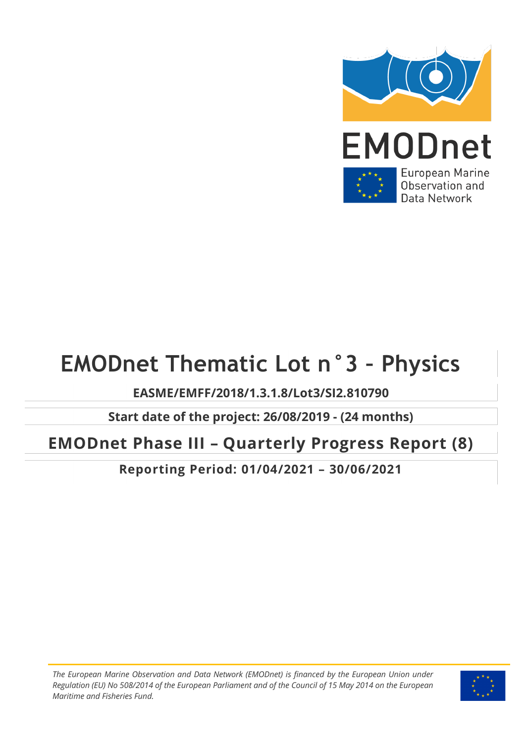EMODnet

European Marine Observation and Data Network

# EMODnet Thematic Lot n˚3 - Physics

**EASME/EMFF/2018/1.3.1.8/Lot3/SI2.810790**

**Start date of the project: 26/08/2019 - (24 months)**

## EMODnet Phase III – Quarterly Progress Report (8)

**Reporting Period: 01/04/2021 – 30/06/2021**

*The European Marine Observation and Data Network (EMODnet) is financed by the European Union under Regulation (EU) No 508/2014 of the European Parliament and of the Council of 15 May 2014 on the European Maritime and Fisheries Fund.*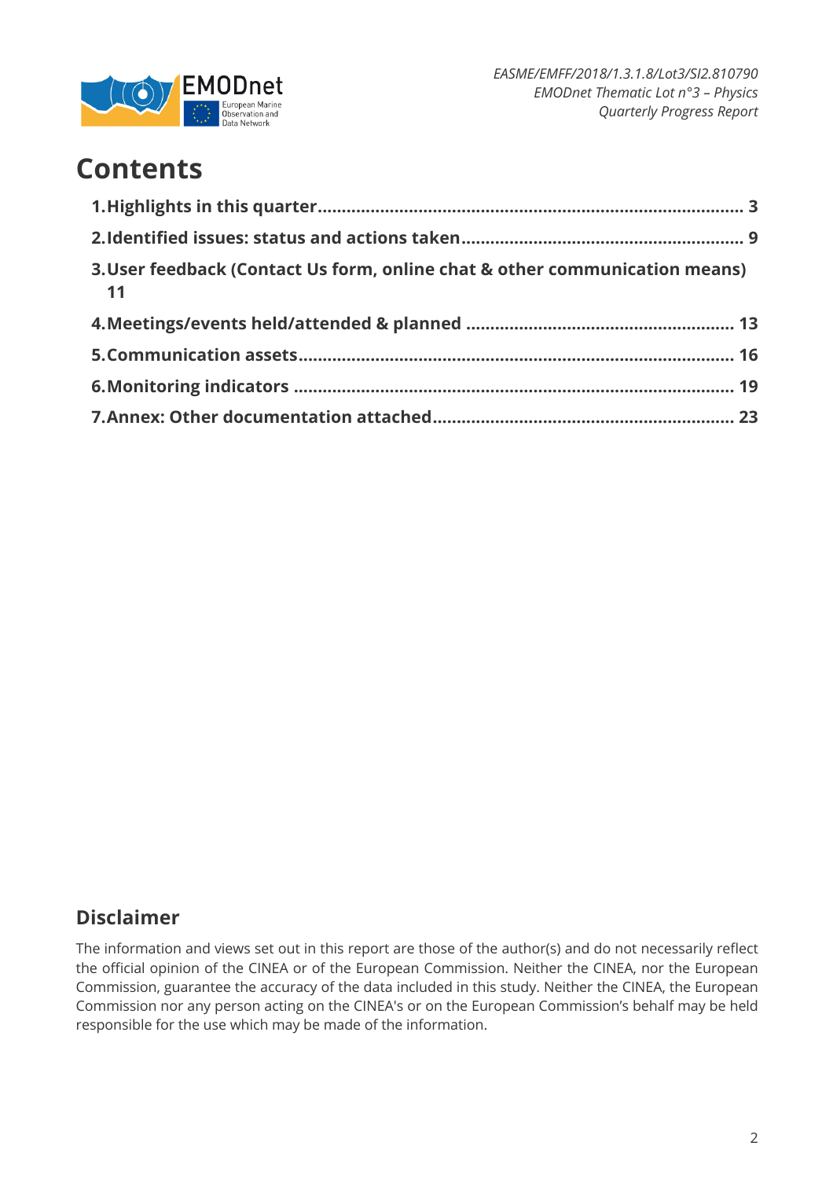# Contents

1. **Highlights in this quarter** ... 3
2. **Identified issues: status and actions taken** ... 9
3. **User feedback (Contact Us form, online chat & other communication means)** ... 11
4. **Meetings/events held/attended & planned** ... 13
5. **Communication assets** ... 16
6. **Monitoring indicators** ... 19
7. **Annex: Other documentation attached** ... 23

## Disclaimer

The information and views set out in this report are those of the author(s) and do not necessarily reflect the official opinion of the CINEA or of the European Commission. Neither the CINEA, nor the European Commission, guarantee the accuracy of the data included in this study. Neither the CINEA, the European Commission nor any person acting on the CINEA's or on the European Commission's behalf may be held responsible for the use which may be made of the information.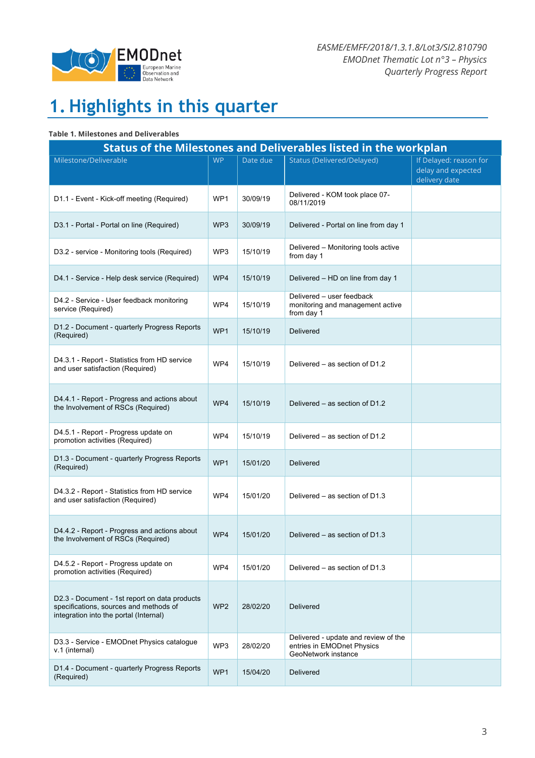# 1. Highlights in this quarter

**Table 1. Milestones and Deliverables**

| Status of the Milestones and Deliverables listed in the workplan | | | | |
|---|---|---|---|---|
| Milestone/Deliverable | WP | Date due | Status (Delivered/Delayed) | If Delayed: reason for delay and expected delivery date |
| D1.1 - Event - Kick-off meeting (Required) | WP1 | 30/09/19 | Delivered - KOM took place 07-08/11/2019 | |
| D3.1 - Portal - Portal on line (Required) | WP3 | 30/09/19 | Delivered - Portal on line from day 1 | |
| D3.2 - service - Monitoring tools (Required) | WP3 | 15/10/19 | Delivered – Monitoring tools active from day 1 | |
| D4.1 - Service - Help desk service (Required) | WP4 | 15/10/19 | Delivered – HD on line from day 1 | |
| D4.2 - Service - User feedback monitoring service (Required) | WP4 | 15/10/19 | Delivered – user feedback monitoring and management active from day 1 | |
| D1.2 - Document - quarterly Progress Reports (Required) | WP1 | 15/10/19 | Delivered | |
| D4.3.1 - Report - Statistics from HD service and user satisfaction (Required) | WP4 | 15/10/19 | Delivered – as section of D1.2 | |
| D4.4.1 - Report - Progress and actions about the Involvement of RSCs (Required) | WP4 | 15/10/19 | Delivered – as section of D1.2 | |
| D4.5.1 - Report - Progress update on promotion activities (Required) | WP4 | 15/10/19 | Delivered – as section of D1.2 | |
| D1.3 - Document - quarterly Progress Reports (Required) | WP1 | 15/01/20 | Delivered | |
| D4.3.2 - Report - Statistics from HD service and user satisfaction (Required) | WP4 | 15/01/20 | Delivered – as section of D1.3 | |
| D4.4.2 - Report - Progress and actions about the Involvement of RSCs (Required) | WP4 | 15/01/20 | Delivered – as section of D1.3 | |
| D4.5.2 - Report - Progress update on promotion activities (Required) | WP4 | 15/01/20 | Delivered – as section of D1.3 | |
| D2.3 - Document - 1st report on data products specifications, sources and methods of integration into the portal (Internal) | WP2 | 28/02/20 | Delivered | |
| D3.3 - Service - EMODnet Physics catalogue v.1 (internal) | WP3 | 28/02/20 | Delivered - update and review of the entries in EMODnet Physics GeoNetwork instance | |
| D1.4 - Document - quarterly Progress Reports (Required) | WP1 | 15/04/20 | Delivered | |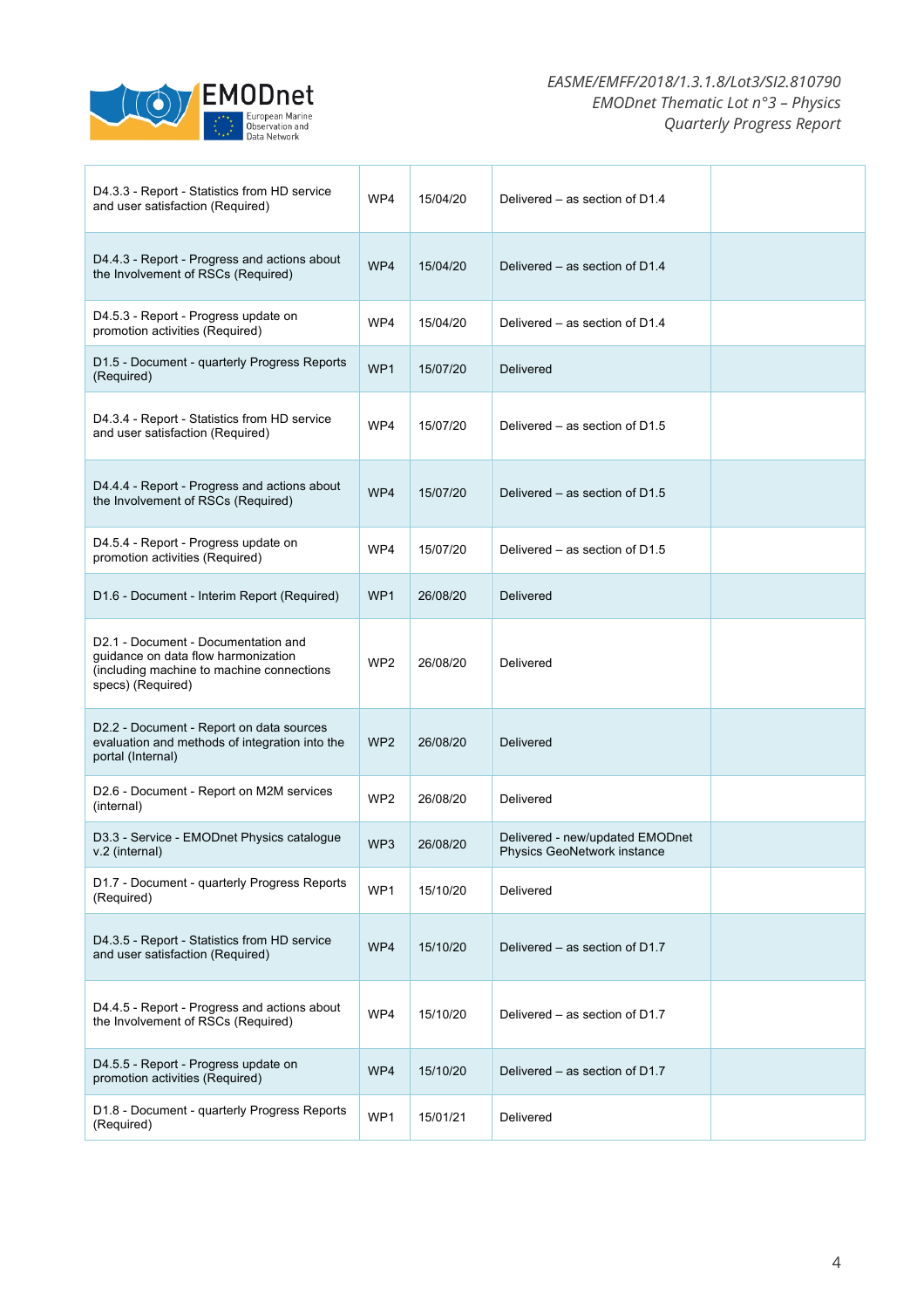| | | | | |
|---|---|---|---|---|
| D4.3.3 - Report - Statistics from HD service and user satisfaction (Required) | WP4 | 15/04/20 | Delivered – as section of D1.4 | |
| D4.4.3 - Report - Progress and actions about the Involvement of RSCs (Required) | WP4 | 15/04/20 | Delivered – as section of D1.4 | |
| D4.5.3 - Report - Progress update on promotion activities (Required) | WP4 | 15/04/20 | Delivered – as section of D1.4 | |
| D1.5 - Document - quarterly Progress Reports (Required) | WP1 | 15/07/20 | Delivered | |
| D4.3.4 - Report - Statistics from HD service and user satisfaction (Required) | WP4 | 15/07/20 | Delivered – as section of D1.5 | |
| D4.4.4 - Report - Progress and actions about the Involvement of RSCs (Required) | WP4 | 15/07/20 | Delivered – as section of D1.5 | |
| D4.5.4 - Report - Progress update on promotion activities (Required) | WP4 | 15/07/20 | Delivered – as section of D1.5 | |
| D1.6 - Document - Interim Report (Required) | WP1 | 26/08/20 | Delivered | |
| D2.1 - Document - Documentation and guidance on data flow harmonization (including machine to machine connections specs) (Required) | WP2 | 26/08/20 | Delivered | |
| D2.2 - Document - Report on data sources evaluation and methods of integration into the portal (Internal) | WP2 | 26/08/20 | Delivered | |
| D2.6 - Document - Report on M2M services (internal) | WP2 | 26/08/20 | Delivered | |
| D3.3 - Service - EMODnet Physics catalogue v.2 (internal) | WP3 | 26/08/20 | Delivered - new/updated EMODnet Physics GeoNetwork instance | |
| D1.7 - Document - quarterly Progress Reports (Required) | WP1 | 15/10/20 | Delivered | |
| D4.3.5 - Report - Statistics from HD service and user satisfaction (Required) | WP4 | 15/10/20 | Delivered – as section of D1.7 | |
| D4.4.5 - Report - Progress and actions about the Involvement of RSCs (Required) | WP4 | 15/10/20 | Delivered – as section of D1.7 | |
| D4.5.5 - Report - Progress update on promotion activities (Required) | WP4 | 15/10/20 | Delivered – as section of D1.7 | |
| D1.8 - Document - quarterly Progress Reports (Required) | WP1 | 15/01/21 | Delivered | |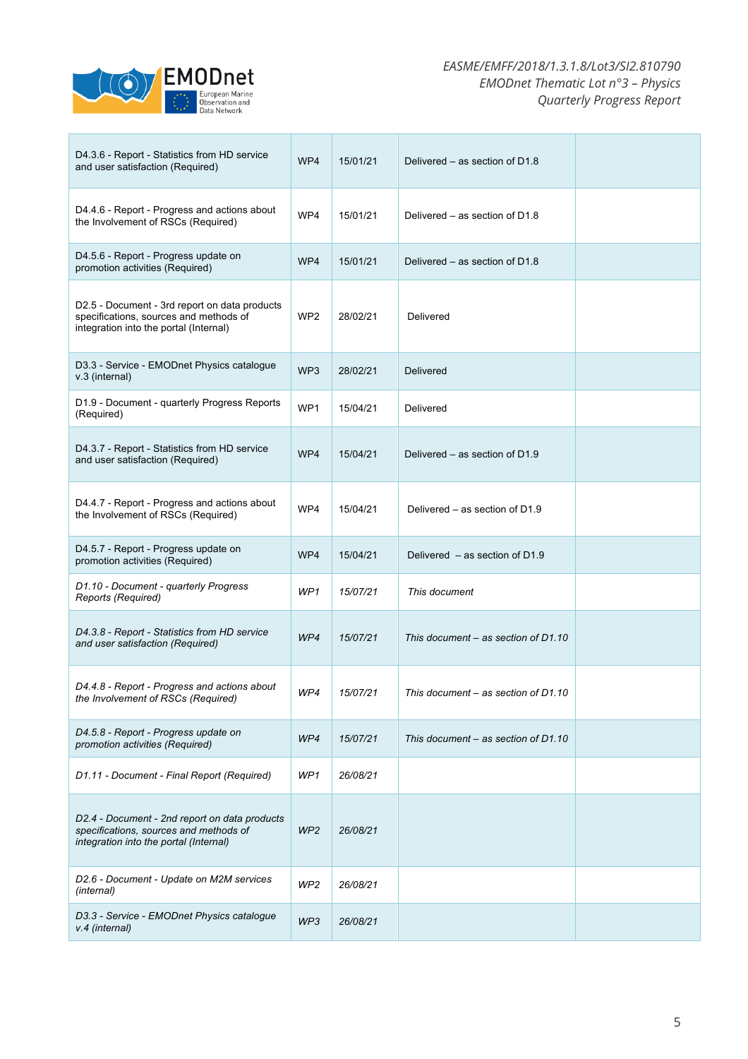| | | | | |
|---|---|---|---|---|
| D4.3.6 - Report - Statistics from HD service and user satisfaction (Required) | WP4 | 15/01/21 | Delivered – as section of D1.8 | |
| D4.4.6 - Report - Progress and actions about the Involvement of RSCs (Required) | WP4 | 15/01/21 | Delivered – as section of D1.8 | |
| D4.5.6 - Report - Progress update on promotion activities (Required) | WP4 | 15/01/21 | Delivered – as section of D1.8 | |
| D2.5 - Document - 3rd report on data products specifications, sources and methods of integration into the portal (Internal) | WP2 | 28/02/21 | Delivered | |
| D3.3 - Service - EMODnet Physics catalogue v.3 (internal) | WP3 | 28/02/21 | Delivered | |
| D1.9 - Document - quarterly Progress Reports (Required) | WP1 | 15/04/21 | Delivered | |
| D4.3.7 - Report - Statistics from HD service and user satisfaction (Required) | WP4 | 15/04/21 | Delivered – as section of D1.9 | |
| D4.4.7 - Report - Progress and actions about the Involvement of RSCs (Required) | WP4 | 15/04/21 | Delivered – as section of D1.9 | |
| D4.5.7 - Report - Progress update on promotion activities (Required) | WP4 | 15/04/21 | Delivered – as section of D1.9 | |
| *D1.10 - Document - quarterly Progress Reports (Required)* | *WP1* | *15/07/21* | *This document* | |
| *D4.3.8 - Report - Statistics from HD service and user satisfaction (Required)* | *WP4* | *15/07/21* | *This document – as section of D1.10* | |
| *D4.4.8 - Report - Progress and actions about the Involvement of RSCs (Required)* | *WP4* | *15/07/21* | *This document – as section of D1.10* | |
| *D4.5.8 - Report - Progress update on promotion activities (Required)* | *WP4* | *15/07/21* | *This document – as section of D1.10* | |
| *D1.11 - Document - Final Report (Required)* | *WP1* | *26/08/21* | | |
| *D2.4 - Document - 2nd report on data products specifications, sources and methods of integration into the portal (Internal)* | *WP2* | *26/08/21* | | |
| *D2.6 - Document - Update on M2M services (internal)* | *WP2* | *26/08/21* | | |
| *D3.3 - Service - EMODnet Physics catalogue v.4 (internal)* | *WP3* | *26/08/21* | | |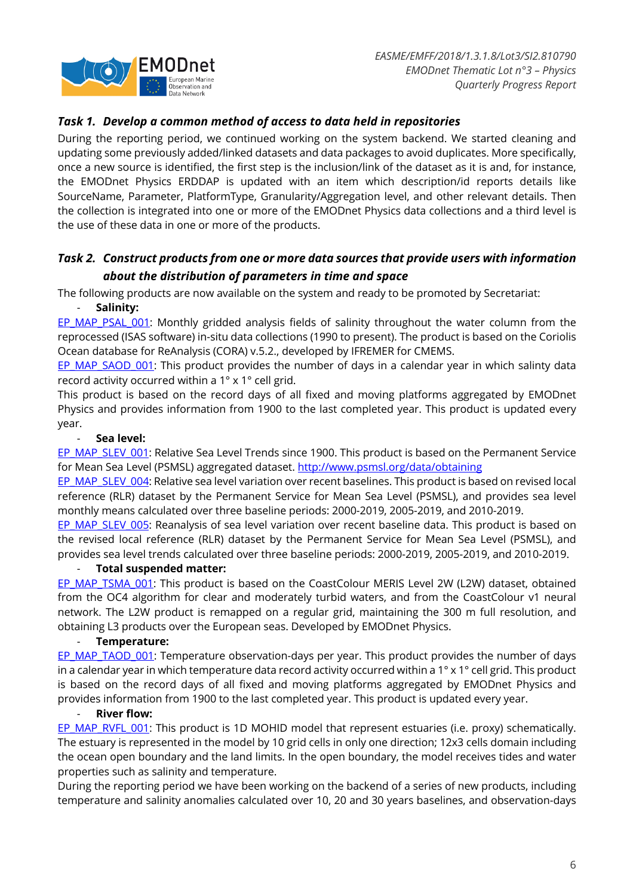### *Task 1. Develop a common method of access to data held in repositories*

During the reporting period, we continued working on the system backend. We started cleaning and updating some previously added/linked datasets and data packages to avoid duplicates. More specifically, once a new source is identified, the first step is the inclusion/link of the dataset as it is and, for instance, the EMODnet Physics ERDDAP is updated with an item which description/id reports details like SourceName, Parameter, PlatformType, Granularity/Aggregation level, and other relevant details. Then the collection is integrated into one or more of the EMODnet Physics data collections and a third level is the use of these data in one or more of the products.

### *Task 2. Construct products from one or more data sources that provide users with information about the distribution of parameters in time and space*

The following products are now available on the system and ready to be promoted by Secretariat:

- **Salinity:**

EP_MAP_PSAL_001: Monthly gridded analysis fields of salinity throughout the water column from the reprocessed (ISAS software) in-situ data collections (1990 to present). The product is based on the Coriolis Ocean database for ReAnalysis (CORA) v.5.2., developed by IFREMER for CMEMS.

EP_MAP_SAOD_001: This product provides the number of days in a calendar year in which salinty data record activity occurred within a 1° x 1° cell grid.

This product is based on the record days of all fixed and moving platforms aggregated by EMODnet Physics and provides information from 1900 to the last completed year. This product is updated every year.

- **Sea level:**

EP_MAP_SLEV_001: Relative Sea Level Trends since 1900. This product is based on the Permanent Service for Mean Sea Level (PSMSL) aggregated dataset. http://www.psmsl.org/data/obtaining

EP_MAP_SLEV_004: Relative sea level variation over recent baselines. This product is based on revised local reference (RLR) dataset by the Permanent Service for Mean Sea Level (PSMSL), and provides sea level monthly means calculated over three baseline periods: 2000-2019, 2005-2019, and 2010-2019.

EP_MAP_SLEV_005: Reanalysis of sea level variation over recent baseline data. This product is based on the revised local reference (RLR) dataset by the Permanent Service for Mean Sea Level (PSMSL), and provides sea level trends calculated over three baseline periods: 2000-2019, 2005-2019, and 2010-2019.

- **Total suspended matter:**

EP_MAP_TSMA_001: This product is based on the CoastColour MERIS Level 2W (L2W) dataset, obtained from the OC4 algorithm for clear and moderately turbid waters, and from the CoastColour v1 neural network. The L2W product is remapped on a regular grid, maintaining the 300 m full resolution, and obtaining L3 products over the European seas. Developed by EMODnet Physics.

- **Temperature:**

EP_MAP_TAOD_001: Temperature observation-days per year. This product provides the number of days in a calendar year in which temperature data record activity occurred within a 1° x 1° cell grid. This product is based on the record days of all fixed and moving platforms aggregated by EMODnet Physics and provides information from 1900 to the last completed year. This product is updated every year.

- **River flow:**

EP_MAP_RVFL_001: This product is 1D MOHID model that represent estuaries (i.e. proxy) schematically. The estuary is represented in the model by 10 grid cells in only one direction; 12x3 cells domain including the ocean open boundary and the land limits. In the open boundary, the model receives tides and water properties such as salinity and temperature.

During the reporting period we have been working on the backend of a series of new products, including temperature and salinity anomalies calculated over 10, 20 and 30 years baselines, and observation-days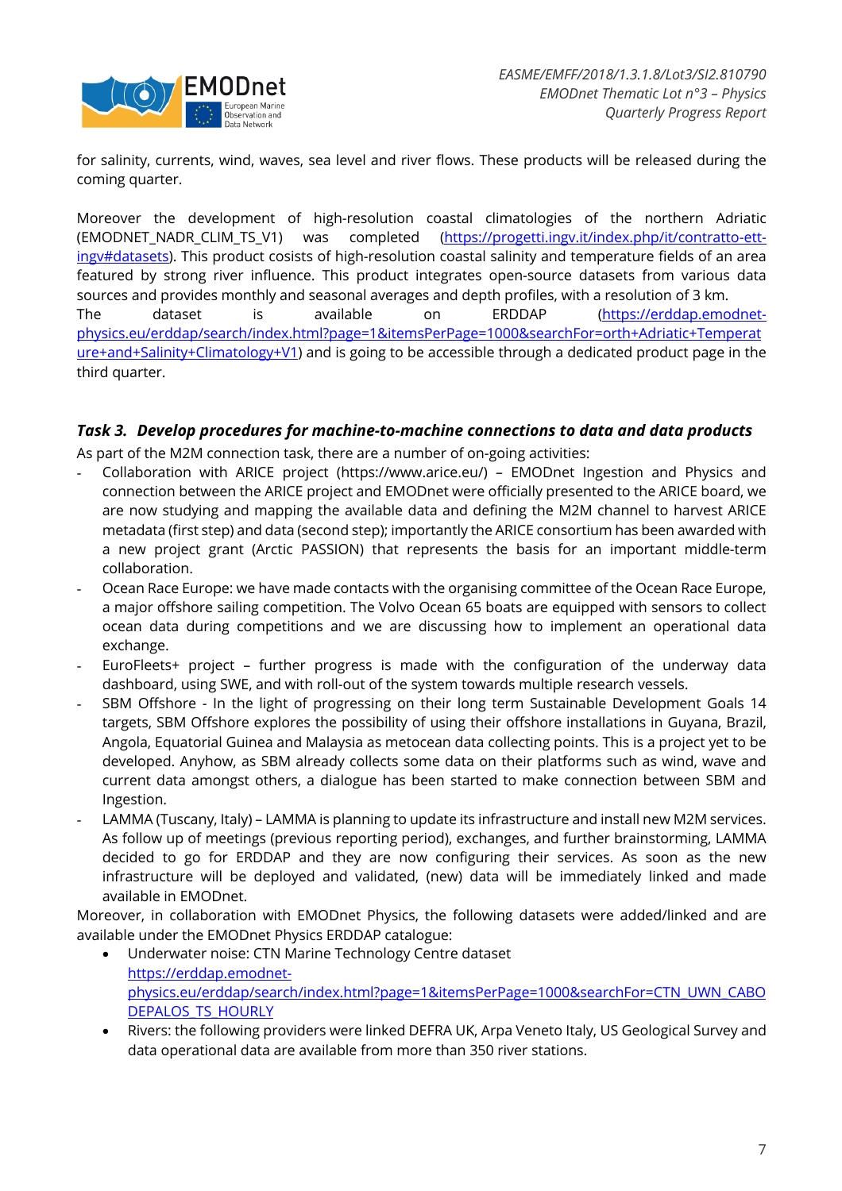for salinity, currents, wind, waves, sea level and river flows. These products will be released during the coming quarter.

Moreover the development of high-resolution coastal climatologies of the northern Adriatic (EMODNET_NADR_CLIM_TS_V1) was completed (https://progetti.ingv.it/index.php/it/contratto-ett-ingv#datasets). This product cosists of high-resolution coastal salinity and temperature fields of an area featured by strong river influence. This product integrates open-source datasets from various data sources and provides monthly and seasonal averages and depth profiles, with a resolution of 3 km. The dataset is available on ERDDAP (https://erddap.emodnet-physics.eu/erddap/search/index.html?page=1&itemsPerPage=1000&searchFor=orth+Adriatic+Temperature+and+Salinity+Climatology+V1) and is going to be accessible through a dedicated product page in the third quarter.

### *Task 3. Develop procedures for machine-to-machine connections to data and data products*

As part of the M2M connection task, there are a number of on-going activities:

- Collaboration with ARICE project (https://www.arice.eu/) – EMODnet Ingestion and Physics and connection between the ARICE project and EMODnet were officially presented to the ARICE board, we are now studying and mapping the available data and defining the M2M channel to harvest ARICE metadata (first step) and data (second step); importantly the ARICE consortium has been awarded with a new project grant (Arctic PASSION) that represents the basis for an important middle-term collaboration.
- Ocean Race Europe: we have made contacts with the organising committee of the Ocean Race Europe, a major offshore sailing competition. The Volvo Ocean 65 boats are equipped with sensors to collect ocean data during competitions and we are discussing how to implement an operational data exchange.
- EuroFleets+ project – further progress is made with the configuration of the underway data dashboard, using SWE, and with roll-out of the system towards multiple research vessels.
- SBM Offshore - In the light of progressing on their long term Sustainable Development Goals 14 targets, SBM Offshore explores the possibility of using their offshore installations in Guyana, Brazil, Angola, Equatorial Guinea and Malaysia as metocean data collecting points. This is a project yet to be developed. Anyhow, as SBM already collects some data on their platforms such as wind, wave and current data amongst others, a dialogue has been started to make connection between SBM and Ingestion.
- LAMMA (Tuscany, Italy) – LAMMA is planning to update its infrastructure and install new M2M services. As follow up of meetings (previous reporting period), exchanges, and further brainstorming, LAMMA decided to go for ERDDAP and they are now configuring their services. As soon as the new infrastructure will be deployed and validated, (new) data will be immediately linked and made available in EMODnet.

Moreover, in collaboration with EMODnet Physics, the following datasets were added/linked and are available under the EMODnet Physics ERDDAP catalogue:

- Underwater noise: CTN Marine Technology Centre dataset https://erddap.emodnet-physics.eu/erddap/search/index.html?page=1&itemsPerPage=1000&searchFor=CTN_UWN_CABODEPALOS_TS_HOURLY
- Rivers: the following providers were linked DEFRA UK, Arpa Veneto Italy, US Geological Survey and data operational data are available from more than 350 river stations.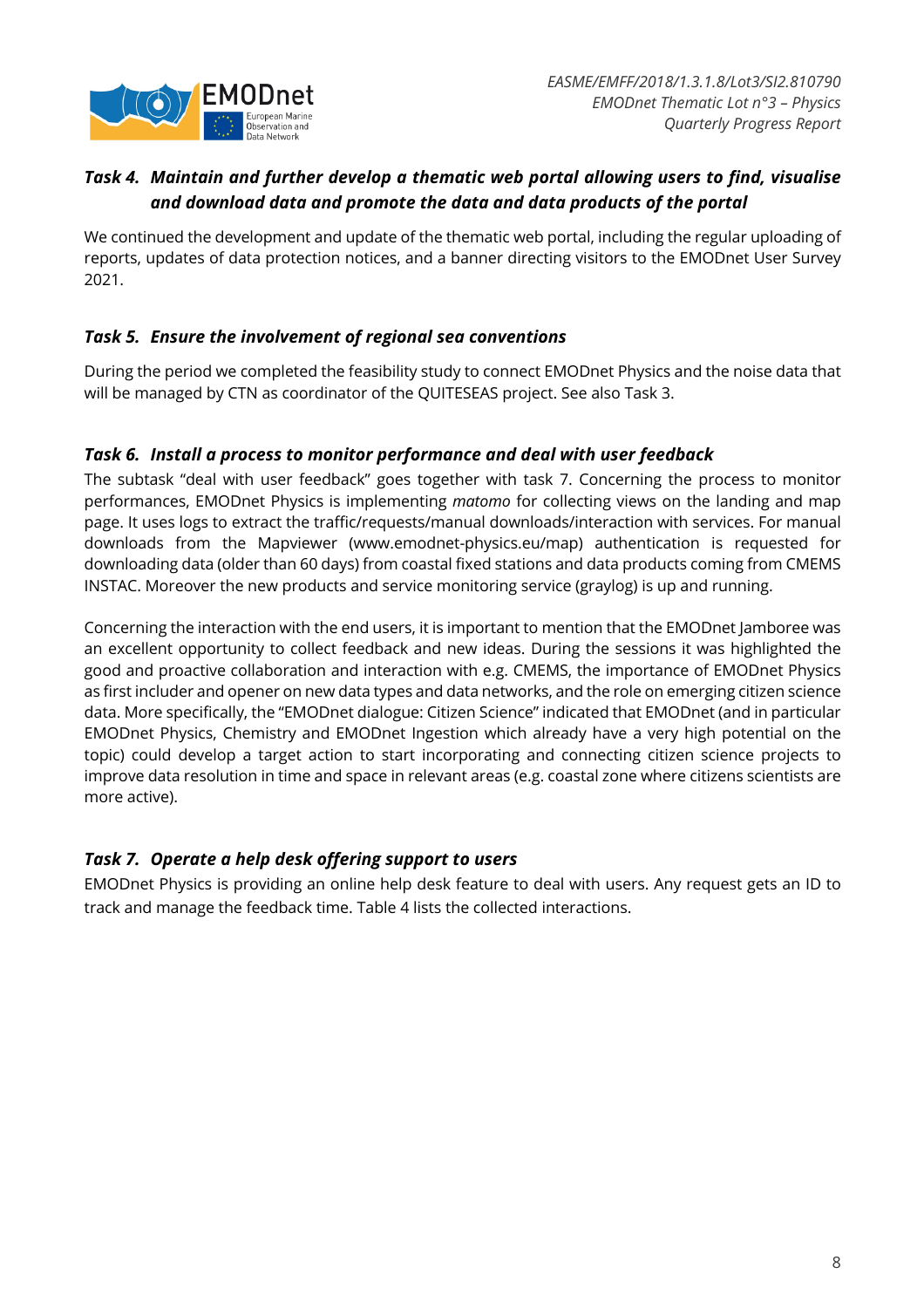### *Task 4. Maintain and further develop a thematic web portal allowing users to find, visualise and download data and promote the data and data products of the portal*

We continued the development and update of the thematic web portal, including the regular uploading of reports, updates of data protection notices, and a banner directing visitors to the EMODnet User Survey 2021.

### *Task 5. Ensure the involvement of regional sea conventions*

During the period we completed the feasibility study to connect EMODnet Physics and the noise data that will be managed by CTN as coordinator of the QUITESEAS project. See also Task 3.

### *Task 6. Install a process to monitor performance and deal with user feedback*

The subtask "deal with user feedback" goes together with task 7. Concerning the process to monitor performances, EMODnet Physics is implementing *matomo* for collecting views on the landing and map page. It uses logs to extract the traffic/requests/manual downloads/interaction with services. For manual downloads from the Mapviewer (www.emodnet-physics.eu/map) authentication is requested for downloading data (older than 60 days) from coastal fixed stations and data products coming from CMEMS INSTAC. Moreover the new products and service monitoring service (graylog) is up and running.

Concerning the interaction with the end users, it is important to mention that the EMODnet Jamboree was an excellent opportunity to collect feedback and new ideas. During the sessions it was highlighted the good and proactive collaboration and interaction with e.g. CMEMS, the importance of EMODnet Physics as first includer and opener on new data types and data networks, and the role on emerging citizen science data. More specifically, the "EMODnet dialogue: Citizen Science" indicated that EMODnet (and in particular EMODnet Physics, Chemistry and EMODnet Ingestion which already have a very high potential on the topic) could develop a target action to start incorporating and connecting citizen science projects to improve data resolution in time and space in relevant areas (e.g. coastal zone where citizens scientists are more active).

### *Task 7. Operate a help desk offering support to users*

EMODnet Physics is providing an online help desk feature to deal with users. Any request gets an ID to track and manage the feedback time. Table 4 lists the collected interactions.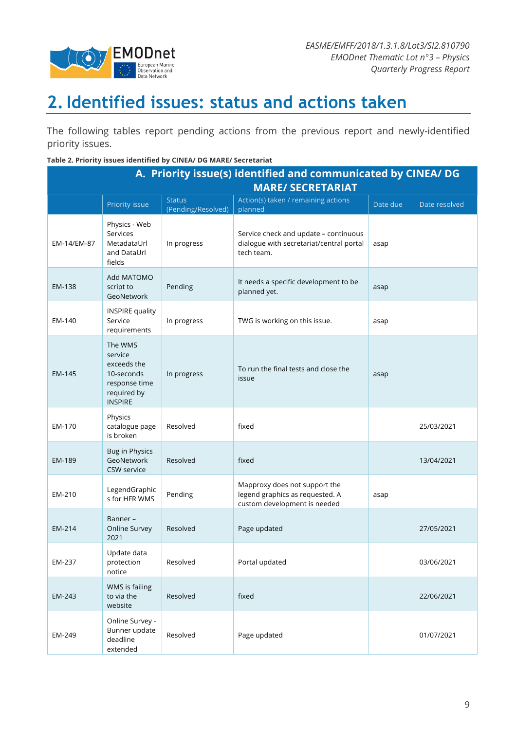# 2. Identified issues: status and actions taken

The following tables report pending actions from the previous report and newly-identified priority issues.

**Table 2. Priority issues identified by CINEA/ DG MARE/ Secretariat**

| **A. Priority issue(s) identified and communicated by CINEA/ DG MARE/ SECRETARIAT** | | | | | |
|---|---|---|---|---|---|
| | Priority issue | Status (Pending/Resolved) | Action(s) taken / remaining actions planned | Date due | Date resolved |
| EM-14/EM-87 | Physics - Web Services MetadataUrl and DataUrl fields | In progress | Service check and update – continuous dialogue with secretariat/central portal tech team. | asap | |
| EM-138 | Add MATOMO script to GeoNetwork | Pending | It needs a specific development to be planned yet. | asap | |
| EM-140 | INSPIRE quality Service requirements | In progress | TWG is working on this issue. | asap | |
| EM-145 | The WMS service exceeds the 10-seconds response time required by INSPIRE | In progress | To run the final tests and close the issue | asap | |
| EM-170 | Physics catalogue page is broken | Resolved | fixed | | 25/03/2021 |
| EM-189 | Bug in Physics GeoNetwork CSW service | Resolved | fixed | | 13/04/2021 |
| EM-210 | LegendGraphics for HFR WMS | Pending | Mapproxy does not support the legend graphics as requested. A custom development is needed | asap | |
| EM-214 | Banner – Online Survey 2021 | Resolved | Page updated | | 27/05/2021 |
| EM-237 | Update data protection notice | Resolved | Portal updated | | 03/06/2021 |
| EM-243 | WMS is failing to via the website | Resolved | fixed | | 22/06/2021 |
| EM-249 | Online Survey - Bunner update deadline extended | Resolved | Page updated | | 01/07/2021 |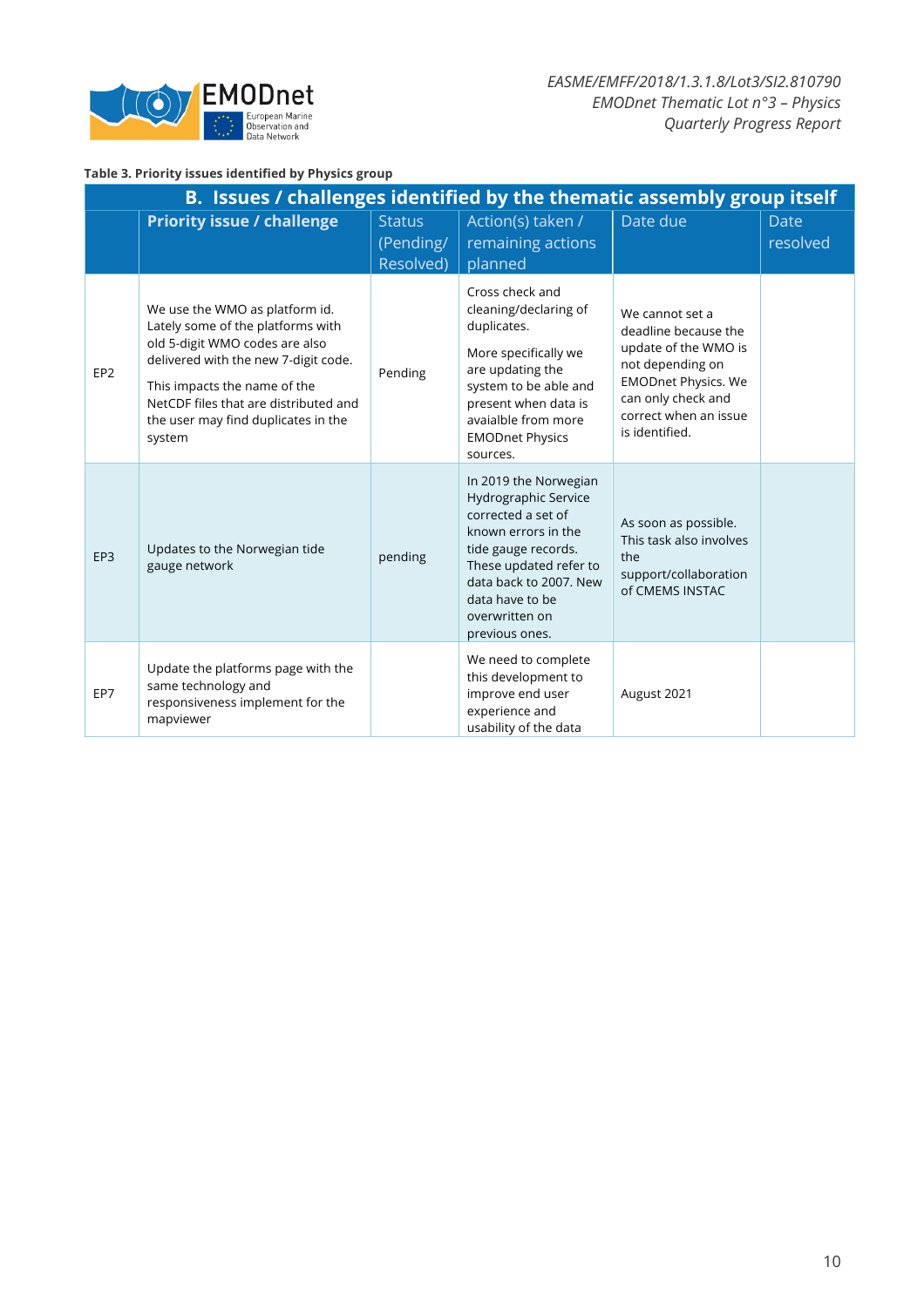**Table 3. Priority issues identified by Physics group**

| B. Issues / challenges identified by the thematic assembly group itself | | | | | |
|---|---|---|---|---|---|
| | **Priority issue / challenge** | Status (Pending/ Resolved) | Action(s) taken / remaining actions planned | Date due | Date resolved |
| EP2 | We use the WMO as platform id. Lately some of the platforms with old 5-digit WMO codes are also delivered with the new 7-digit code. This impacts the name of the NetCDF files that are distributed and the user may find duplicates in the system | Pending | Cross check and cleaning/declaring of duplicates. More specifically we are updating the system to be able and present when data is avaialble from more EMODnet Physics sources. | We cannot set a deadline because the update of the WMO is not depending on EMODnet Physics. We can only check and correct when an issue is identified. | |
| EP3 | Updates to the Norwegian tide gauge network | pending | In 2019 the Norwegian Hydrographic Service corrected a set of known errors in the tide gauge records. These updated refer to data back to 2007. New data have to be overwritten on previous ones. | As soon as possible. This task also involves the support/collaboration of CMEMS INSTAC | |
| EP7 | Update the platforms page with the same technology and responsiveness implement for the mapviewer | | We need to complete this development to improve end user experience and usability of the data | August 2021 | |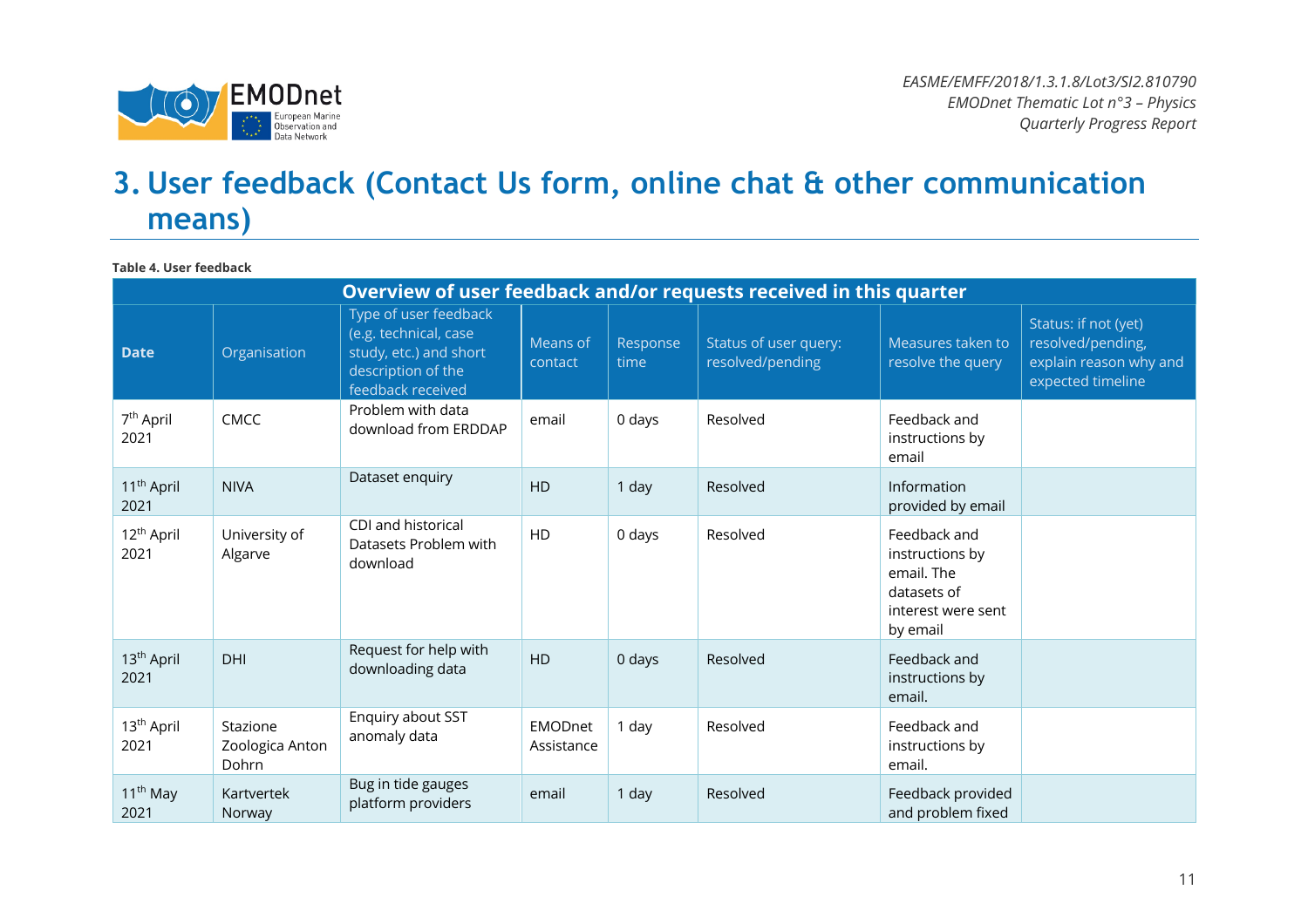# 3. User feedback (Contact Us form, online chat & other communication means)

**Table 4. User feedback**

| Overview of user feedback and/or requests received in this quarter | | | | | | | |
|---|---|---|---|---|---|---|---|
| **Date** | Organisation | Type of user feedback (e.g. technical, case study, etc.) and short description of the feedback received | Means of contact | Response time | Status of user query: resolved/pending | Measures taken to resolve the query | Status: if not (yet) resolved/pending, explain reason why and expected timeline |
| 7th April 2021 | CMCC | Problem with data download from ERDDAP | email | 0 days | Resolved | Feedback and instructions by email | |
| 11th April 2021 | NIVA | Dataset enquiry | HD | 1 day | Resolved | Information provided by email | |
| 12th April 2021 | University of Algarve | CDI and historical Datasets Problem with download | HD | 0 days | Resolved | Feedback and instructions by email. The datasets of interest were sent by email | |
| 13th April 2021 | DHI | Request for help with downloading data | HD | 0 days | Resolved | Feedback and instructions by email. | |
| 13th April 2021 | Stazione Zoologica Anton Dohrn | Enquiry about SST anomaly data | EMODnet Assistance | 1 day | Resolved | Feedback and instructions by email. | |
| 11th May 2021 | Kartvertek Norway | Bug in tide gauges platform providers | email | 1 day | Resolved | Feedback provided and problem fixed | |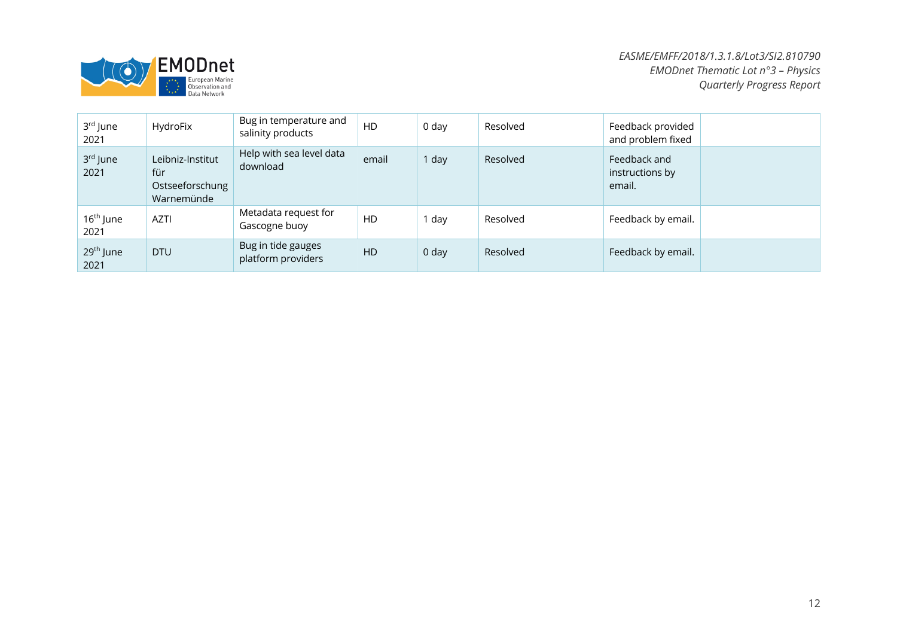| 3rd June 2021 | HydroFix | Bug in temperature and salinity products | HD | 0 day | Resolved | Feedback provided and problem fixed | |
|---|---|---|---|---|---|---|---|
| 3rd June 2021 | Leibniz-Institut für Ostseeforschung Warnemünde | Help with sea level data download | email | 1 day | Resolved | Feedback and instructions by email. | |
| 16th June 2021 | AZTI | Metadata request for Gascogne buoy | HD | 1 day | Resolved | Feedback by email. | |
| 29th June 2021 | DTU | Bug in tide gauges platform providers | HD | 0 day | Resolved | Feedback by email. | |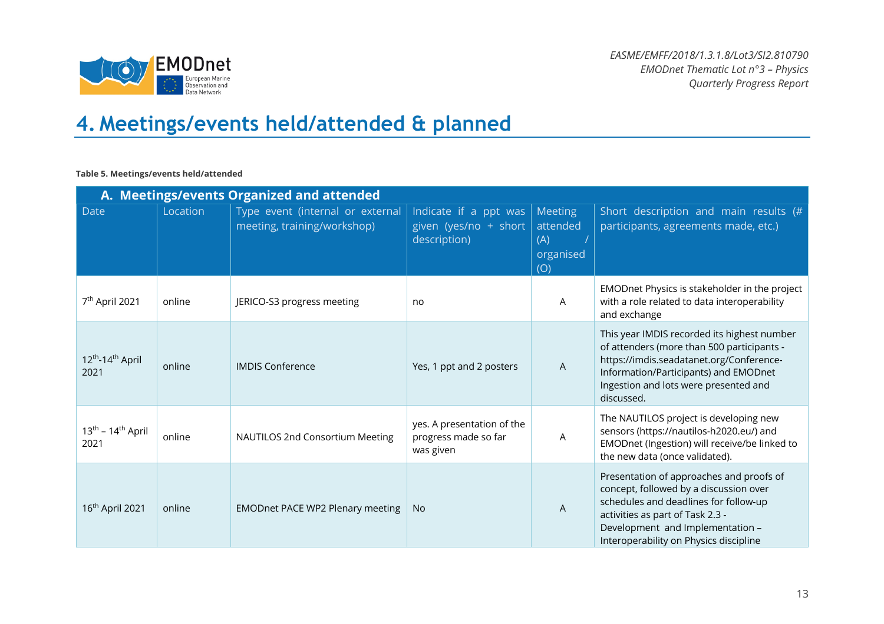# 4. Meetings/events held/attended & planned

**Table 5. Meetings/events held/attended**

| **A. Meetings/events Organized and attended** | | | | | |
|---|---|---|---|---|---|
| Date | Location | Type event (internal or external meeting, training/workshop) | Indicate if a ppt was given (yes/no + short description) | Meeting attended (A) / organised (O) | Short description and main results (# participants, agreements made, etc.) |
| 7th April 2021 | online | JERICO-S3 progress meeting | no | A | EMODnet Physics is stakeholder in the project with a role related to data interoperability and exchange |
| 12th-14th April 2021 | online | IMDIS Conference | Yes, 1 ppt and 2 posters | A | This year IMDIS recorded its highest number of attenders (more than 500 participants - https://imdis.seadatanet.org/Conference-Information/Participants) and EMODnet Ingestion and lots were presented and discussed. |
| 13th – 14th April 2021 | online | NAUTILOS 2nd Consortium Meeting | yes. A presentation of the progress made so far was given | A | The NAUTILOS project is developing new sensors (https://nautilos-h2020.eu/) and EMODnet (Ingestion) will receive/be linked to the new data (once validated). |
| 16th April 2021 | online | EMODnet PACE WP2 Plenary meeting | No | A | Presentation of approaches and proofs of concept, followed by a discussion over schedules and deadlines for follow-up activities as part of Task 2.3 - Development and Implementation – Interoperability on Physics discipline |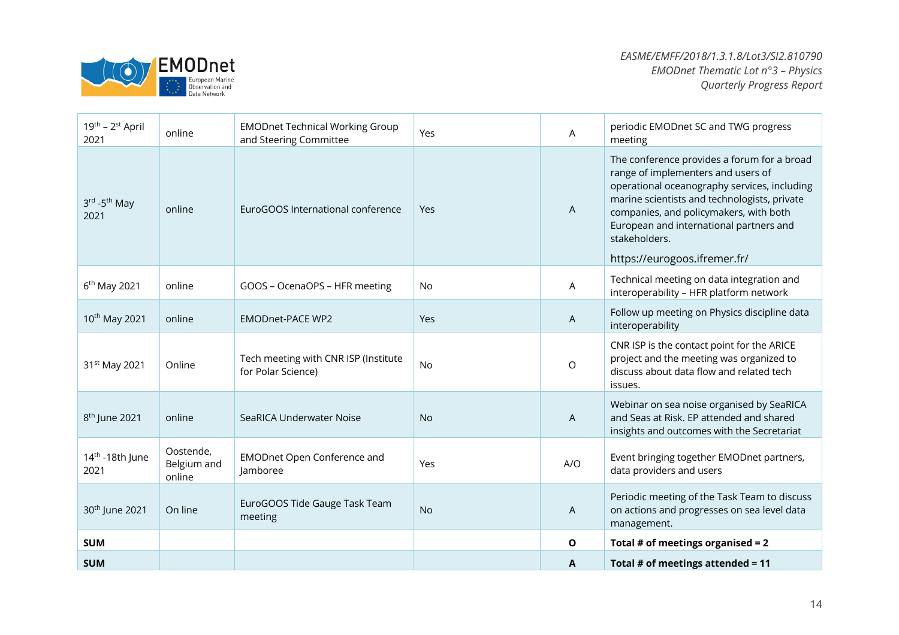| | | | | | |
|---|---|---|---|---|---|
| 19th – 2st April 2021 | online | EMODnet Technical Working Group and Steering Committee | Yes | A | periodic EMODnet SC and TWG progress meeting |
| 3rd -5th May 2021 | online | EuroGOOS International conference | Yes | A | The conference provides a forum for a broad range of implementers and users of operational oceanography services, including marine scientists and technologists, private companies, and policymakers, with both European and international partners and stakeholders. https://eurogoos.ifremer.fr/ |
| 6th May 2021 | online | GOOS – OcenaOPS – HFR meeting | No | A | Technical meeting on data integration and interoperability – HFR platform network |
| 10th May 2021 | online | EMODnet-PACE WP2 | Yes | A | Follow up meeting on Physics discipline data interoperability |
| 31st May 2021 | Online | Tech meeting with CNR ISP (Institute for Polar Science) | No | O | CNR ISP is the contact point for the ARICE project and the meeting was organized to discuss about data flow and related tech issues. |
| 8th June 2021 | online | SeaRICA Underwater Noise | No | A | Webinar on sea noise organised by SeaRICA and Seas at Risk. EP attended and shared insights and outcomes with the Secretariat |
| 14th -18th June 2021 | Oostende, Belgium and online | EMODnet Open Conference and Jamboree | Yes | A/O | Event bringing together EMODnet partners, data providers and users |
| 30th June 2021 | On line | EuroGOOS Tide Gauge Task Team meeting | No | A | Periodic meeting of the Task Team to discuss on actions and progresses on sea level data management. |
| **SUM** | | | | **O** | **Total # of meetings organised = 2** |
| **SUM** | | | | **A** | **Total # of meetings attended = 11** |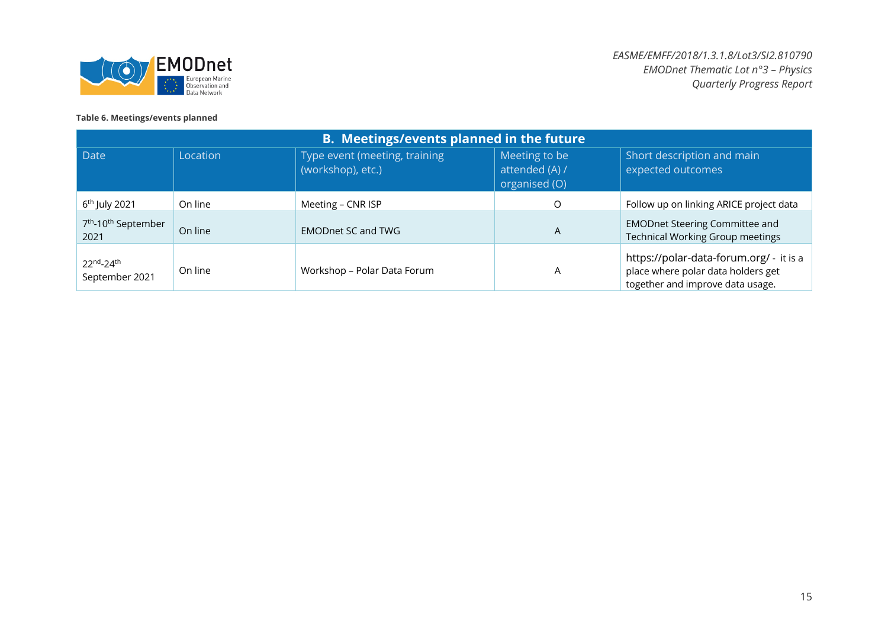**Table 6. Meetings/events planned**

| **B. Meetings/events planned in the future** | | | | |
|---|---|---|---|---|
| Date | Location | Type event (meeting, training (workshop), etc.) | Meeting to be attended (A) / organised (O) | Short description and main expected outcomes |
| 6th July 2021 | On line | Meeting – CNR ISP | O | Follow up on linking ARICE project data |
| 7th-10th September 2021 | On line | EMODnet SC and TWG | A | EMODnet Steering Committee and Technical Working Group meetings |
| 22nd-24th September 2021 | On line | Workshop – Polar Data Forum | A | https://polar-data-forum.org/ - it is a place where polar data holders get together and improve data usage. |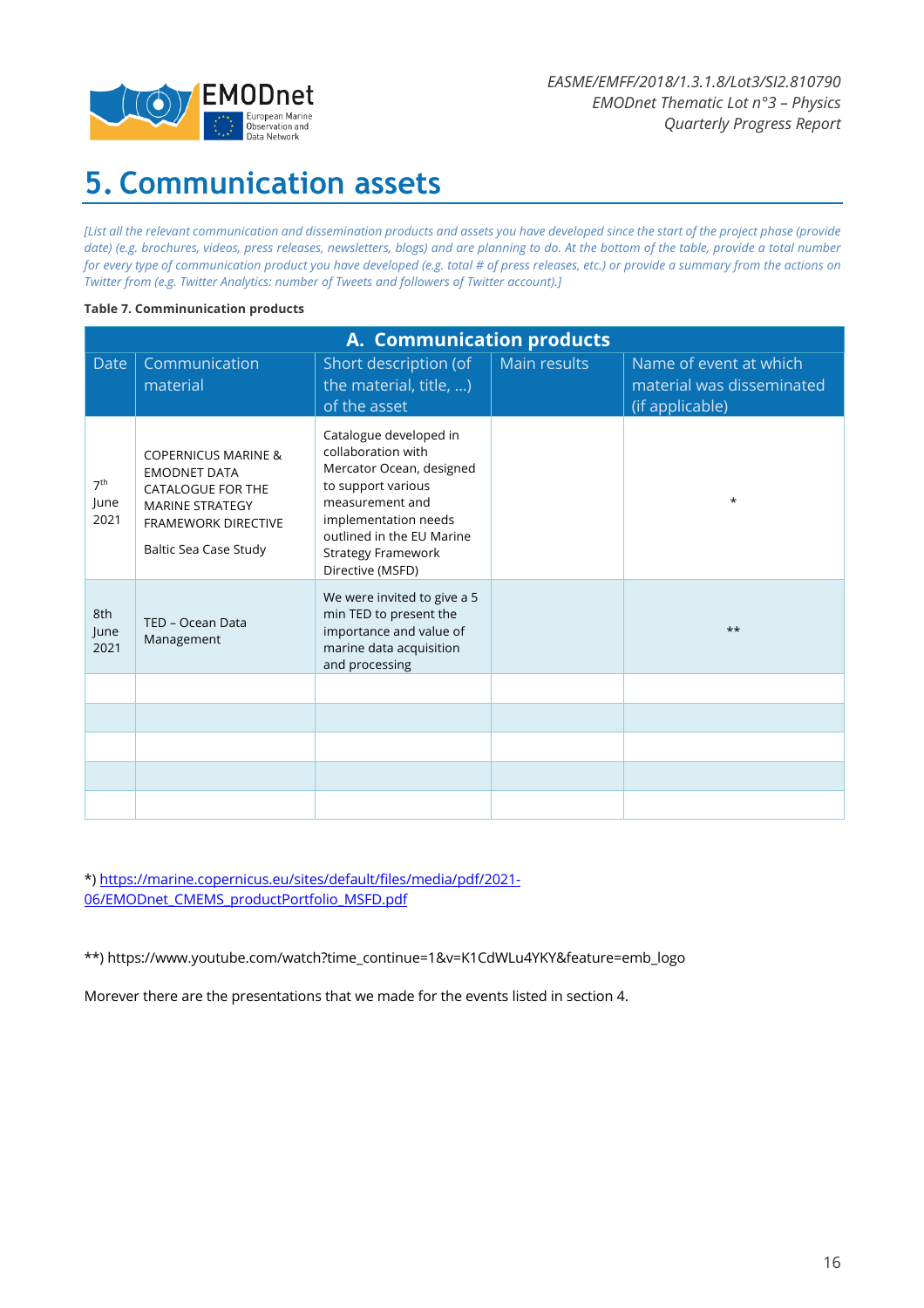# 5. Communication assets

*[List all the relevant communication and dissemination products and assets you have developed since the start of the project phase (provide date) (e.g. brochures, videos, press releases, newsletters, blogs) and are planning to do. At the bottom of the table, provide a total number for every type of communication product you have developed (e.g. total # of press releases, etc.) or provide a summary from the actions on Twitter from (e.g. Twitter Analytics: number of Tweets and followers of Twitter account).]*

**Table 7. Comminunication products**

| A. Communication products | | | | |
|---|---|---|---|---|
| Date | Communication material | Short description (of the material, title, ...) of the asset | Main results | Name of event at which material was disseminated (if applicable) |
| 7th June 2021 | COPERNICUS MARINE & EMODNET DATA CATALOGUE FOR THE MARINE STRATEGY FRAMEWORK DIRECTIVE<br><br>Baltic Sea Case Study | Catalogue developed in collaboration with Mercator Ocean, designed to support various measurement and implementation needs outlined in the EU Marine Strategy Framework Directive (MSFD) | | * |
| 8th June 2021 | TED – Ocean Data Management | We were invited to give a 5 min TED to present the importance and value of marine data acquisition and processing | | ** |
| | | | | |
| | | | | |
| | | | | |
| | | | | |
| | | | | |

*) https://marine.copernicus.eu/sites/default/files/media/pdf/2021-06/EMODnet_CMEMS_productPortfolio_MSFD.pdf

**) https://www.youtube.com/watch?time_continue=1&v=K1CdWLu4YKY&feature=emb_logo

Morever there are the presentations that we made for the events listed in section 4.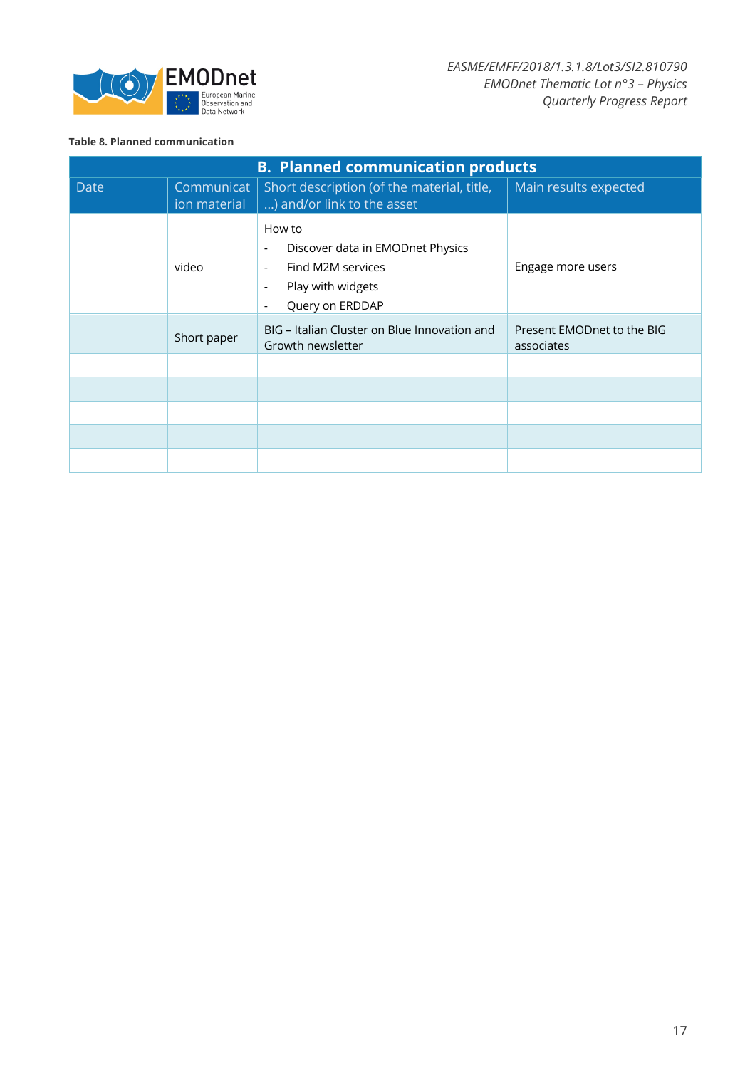**Table 8. Planned communication**

| B. Planned communication products | | | |
|---|---|---|---|
| Date | Communication material | Short description (of the material, title, …) and/or link to the asset | Main results expected |
| | video | How to<br>- Discover data in EMODnet Physics<br>- Find M2M services<br>- Play with widgets<br>- Query on ERDDAP | Engage more users |
| | Short paper | BIG – Italian Cluster on Blue Innovation and Growth newsletter | Present EMODnet to the BIG associates |
| | | | |
| | | | |
| | | | |
| | | | |
| | | | |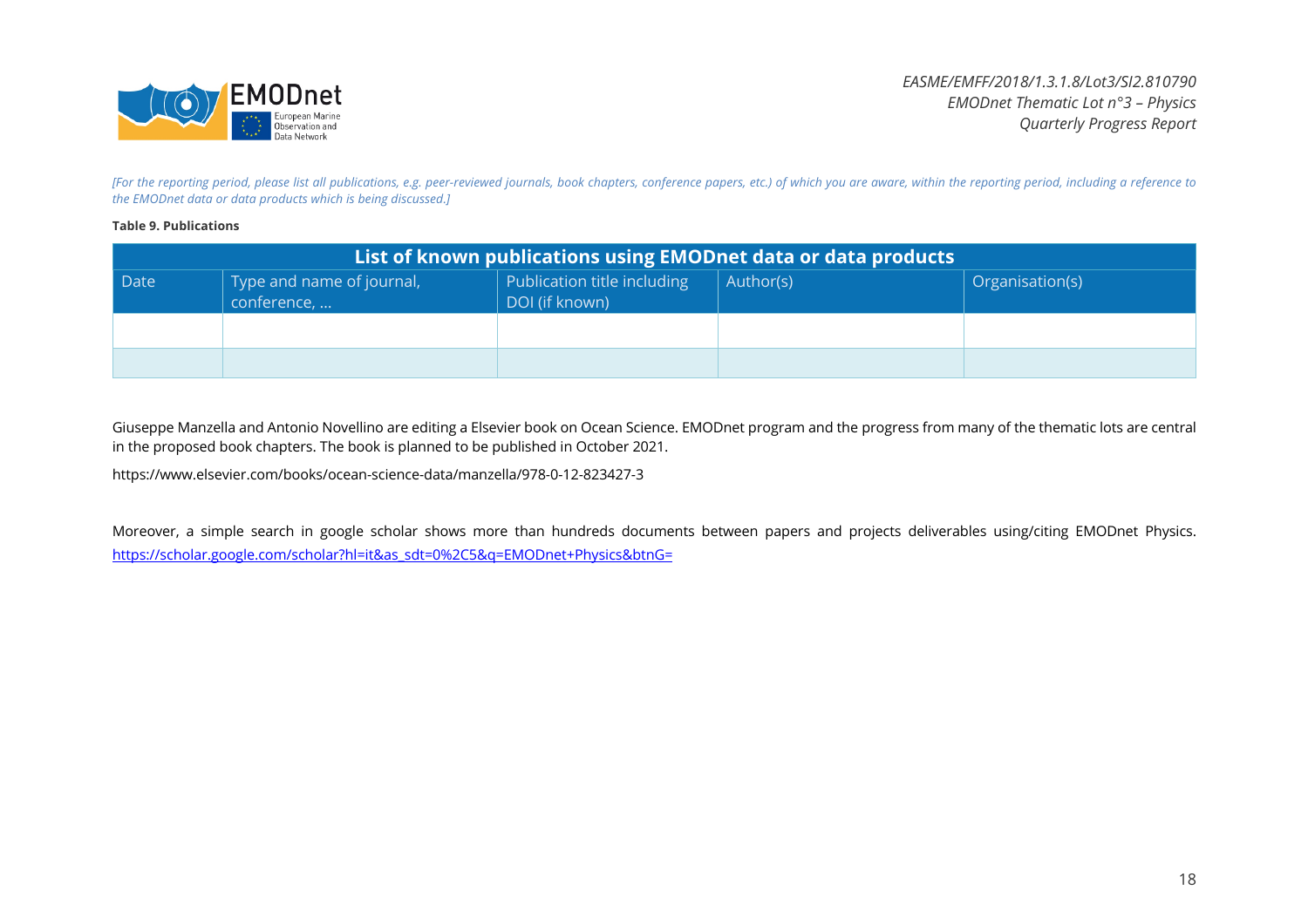*[For the reporting period, please list all publications, e.g. peer-reviewed journals, book chapters, conference papers, etc.) of which you are aware, within the reporting period, including a reference to the EMODnet data or data products which is being discussed.]*

**Table 9. Publications**

| List of known publications using EMODnet data or data products | | | | |
|---|---|---|---|---|
| Date | Type and name of journal, conference, … | Publication title including DOI (if known) | Author(s) | Organisation(s) |
| | | | | |
| | | | | |

Giuseppe Manzella and Antonio Novellino are editing a Elsevier book on Ocean Science. EMODnet program and the progress from many of the thematic lots are central in the proposed book chapters. The book is planned to be published in October 2021.

https://www.elsevier.com/books/ocean-science-data/manzella/978-0-12-823427-3

Moreover, a simple search in google scholar shows more than hundreds documents between papers and projects deliverables using/citing EMODnet Physics. [https://scholar.google.com/scholar?hl=it&as_sdt=0%2C5&q=EMODnet+Physics&btnG=](https://scholar.google.com/scholar?hl=it&as_sdt=0%2C5&q=EMODnet+Physics&btnG=)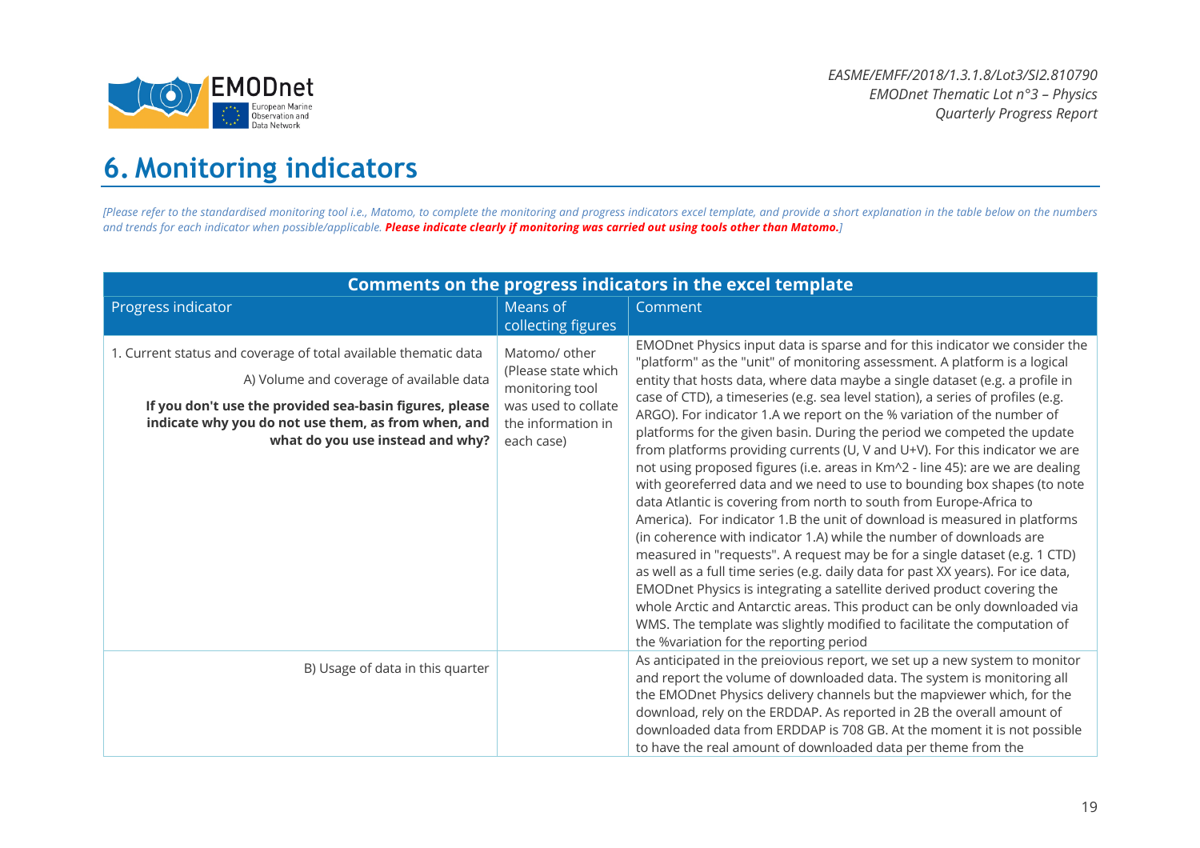# 6. Monitoring indicators

*[Please refer to the standardised monitoring tool i.e., Matomo, to complete the monitoring and progress indicators excel template, and provide a short explanation in the table below on the numbers and trends for each indicator when possible/applicable.* ***Please indicate clearly if monitoring was carried out using tools other than Matomo.****]*

| Comments on the progress indicators in the excel template | | |
|---|---|---|
| Progress indicator | Means of collecting figures | Comment |
| 1. Current status and coverage of total available thematic data<br>A) Volume and coverage of available data<br>**If you don't use the provided sea-basin figures, please indicate why you do not use them, as from when, and what do you use instead and why?** | Matomo/ other (Please state which monitoring tool was used to collate the information in each case) | EMODnet Physics input data is sparse and for this indicator we consider the "platform" as the "unit" of monitoring assessment. A platform is a logical entity that hosts data, where data maybe a single dataset (e.g. a profile in case of CTD), a timeseries (e.g. sea level station), a series of profiles (e.g. ARGO). For indicator 1.A we report on the % variation of the number of platforms for the given basin. During the period we competed the update from platforms providing currents (U, V and U+V). For this indicator we are not using proposed figures (i.e. areas in Km^2 - line 45): are we are dealing with georeferred data and we need to use to bounding box shapes (to note data Atlantic is covering from north to south from Europe-Africa to America). For indicator 1.B the unit of download is measured in platforms (in coherence with indicator 1.A) while the number of downloads are measured in "requests". A request may be for a single dataset (e.g. 1 CTD) as well as a full time series (e.g. daily data for past XX years). For ice data, EMODnet Physics is integrating a satellite derived product covering the whole Arctic and Antarctic areas. This product can be only downloaded via WMS. The template was slightly modified to facilitate the computation of the %variation for the reporting period |
| B) Usage of data in this quarter | | As anticipated in the preiovious report, we set up a new system to monitor and report the volume of downloaded data. The system is monitoring all the EMODnet Physics delivery channels but the mapviewer which, for the download, rely on the ERDDAP. As reported in 2B the overall amount of downloaded data from ERDDAP is 708 GB. At the moment it is not possible to have the real amount of downloaded data per theme from the |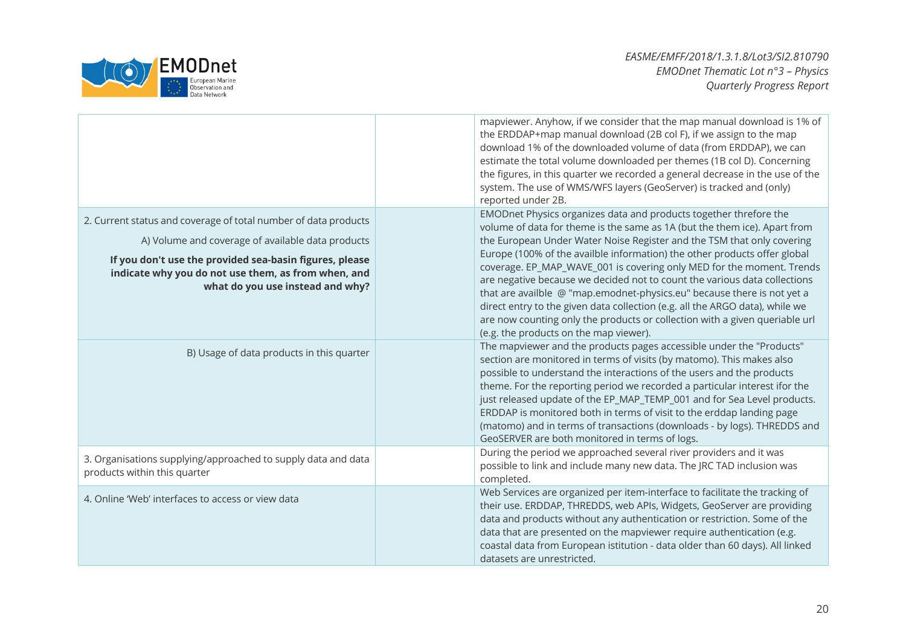| | | |
|---|---|---|
| | | mapviewer. Anyhow, if we consider that the map manual download is 1% of the ERDDAP+map manual download (2B col F), if we assign to the map download 1% of the downloaded volume of data (from ERDDAP), we can estimate the total volume downloaded per themes (1B col D). Concerning the figures, in this quarter we recorded a general decrease in the use of the system. The use of WMS/WFS layers (GeoServer) is tracked and (only) reported under 2B. |
| 2. Current status and coverage of total number of data products<br><br>A) Volume and coverage of available data products<br><br>**If you don't use the provided sea-basin figures, please indicate why you do not use them, as from when, and what do you use instead and why?** | | EMODnet Physics organizes data and products together threfore the volume of data for theme is the same as 1A (but the them ice). Apart from the European Under Water Noise Register and the TSM that only covering Europe (100% of the availble information) the other products offer global coverage. EP_MAP_WAVE_001 is covering only MED for the moment. Trends are negative because we decided not to count the various data collections that are availble @ "map.emodnet-physics.eu" because there is not yet a direct entry to the given data collection (e.g. all the ARGO data), while we are now counting only the products or collection with a given queriable url (e.g. the products on the map viewer). |
| B) Usage of data products in this quarter | | The mapviewer and the products pages accessible under the "Products" section are monitored in terms of visits (by matomo). This makes also possible to understand the interactions of the users and the products theme. For the reporting period we recorded a particular interest ifor the just released update of the EP_MAP_TEMP_001 and for Sea Level products. ERDDAP is monitored both in terms of visit to the erddap landing page (matomo) and in terms of transactions (downloads - by logs). THREDDS and GeoSERVER are both monitored in terms of logs. |
| 3. Organisations supplying/approached to supply data and data products within this quarter | | During the period we approached several river providers and it was possible to link and include many new data. The JRC TAD inclusion was completed. |
| 4. Online 'Web' interfaces to access or view data | | Web Services are organized per item-interface to facilitate the tracking of their use. ERDDAP, THREDDS, web APIs, Widgets, GeoServer are providing data and products without any authentication or restriction. Some of the data that are presented on the mapviewer require authentication (e.g. coastal data from European istitution - data older than 60 days). All linked datasets are unrestricted. |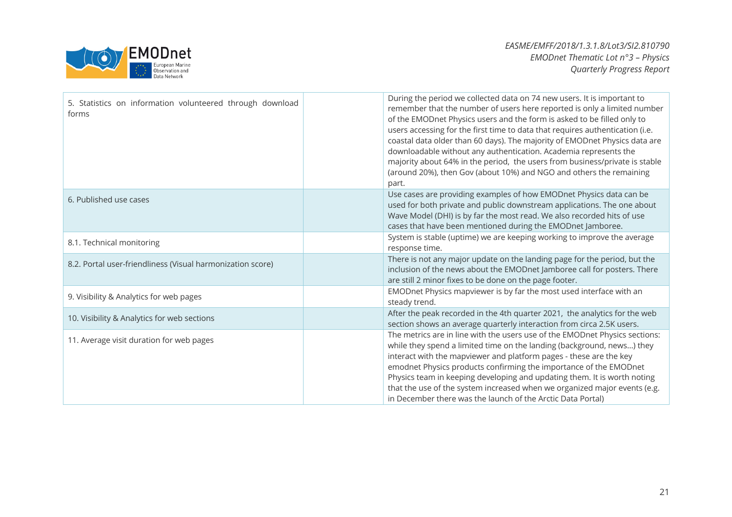| | | |
|---|---|---|
| 5. Statistics on information volunteered through download forms | | During the period we collected data on 74 new users. It is important to remember that the number of users here reported is only a limited number of the EMODnet Physics users and the form is asked to be filled only to users accessing for the first time to data that requires authentication (i.e. coastal data older than 60 days). The majority of EMODnet Physics data are downloadable without any authentication. Academia represents the majority about 64% in the period,  the users from business/private is stable (around 20%), then Gov (about 10%) and NGO and others the remaining part. |
| 6. Published use cases | | Use cases are providing examples of how EMODnet Physics data can be used for both private and public downstream applications. The one about Wave Model (DHI) is by far the most read. We also recorded hits of use cases that have been mentioned during the EMODnet Jamboree. |
| 8.1. Technical monitoring | | System is stable (uptime) we are keeping working to improve the average response time. |
| 8.2. Portal user-friendliness (Visual harmonization score) | | There is not any major update on the landing page for the period, but the inclusion of the news about the EMODnet Jamboree call for posters. There are still 2 minor fixes to be done on the page footer. |
| 9. Visibility & Analytics for web pages | | EMODnet Physics mapviewer is by far the most used interface with an steady trend. |
| 10. Visibility & Analytics for web sections | | After the peak recorded in the 4th quarter 2021,  the analytics for the web section shows an average quarterly interaction from circa 2.5K users. |
| 11. Average visit duration for web pages | | The metrics are in line with the users use of the EMODnet Physics sections: while they spend a limited time on the landing (background, news…) they interact with the mapviewer and platform pages - these are the key emodnet Physics products confirming the importance of the EMODnet Physics team in keeping developing and updating them. It is worth noting that the use of the system increased when we organized major events (e.g. in December there was the launch of the Arctic Data Portal) |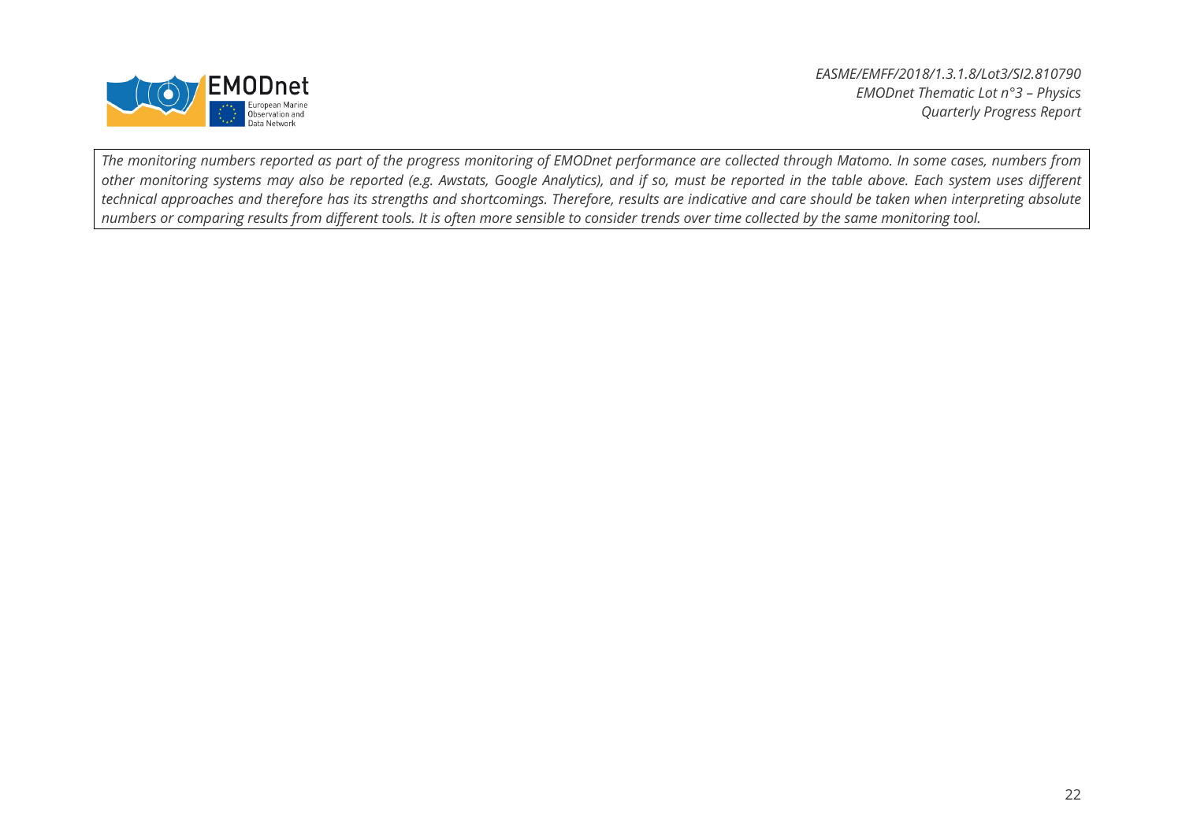*The monitoring numbers reported as part of the progress monitoring of EMODnet performance are collected through Matomo. In some cases, numbers from other monitoring systems may also be reported (e.g. Awstats, Google Analytics), and if so, must be reported in the table above. Each system uses different technical approaches and therefore has its strengths and shortcomings. Therefore, results are indicative and care should be taken when interpreting absolute numbers or comparing results from different tools. It is often more sensible to consider trends over time collected by the same monitoring tool.*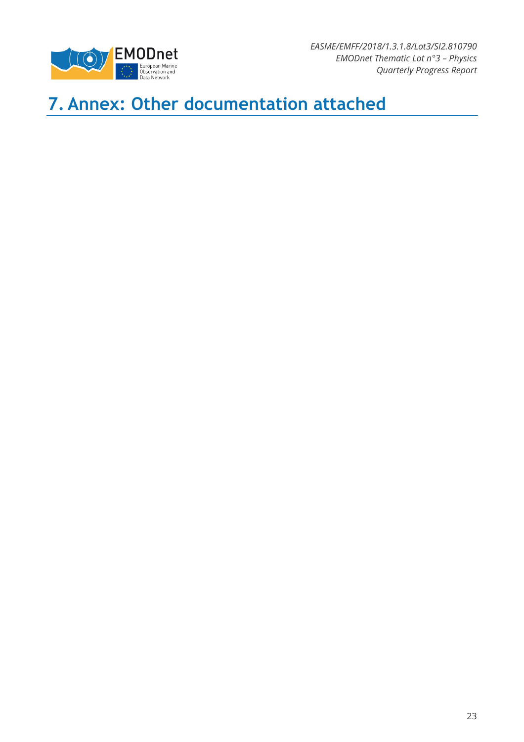# 7. Annex: Other documentation attached